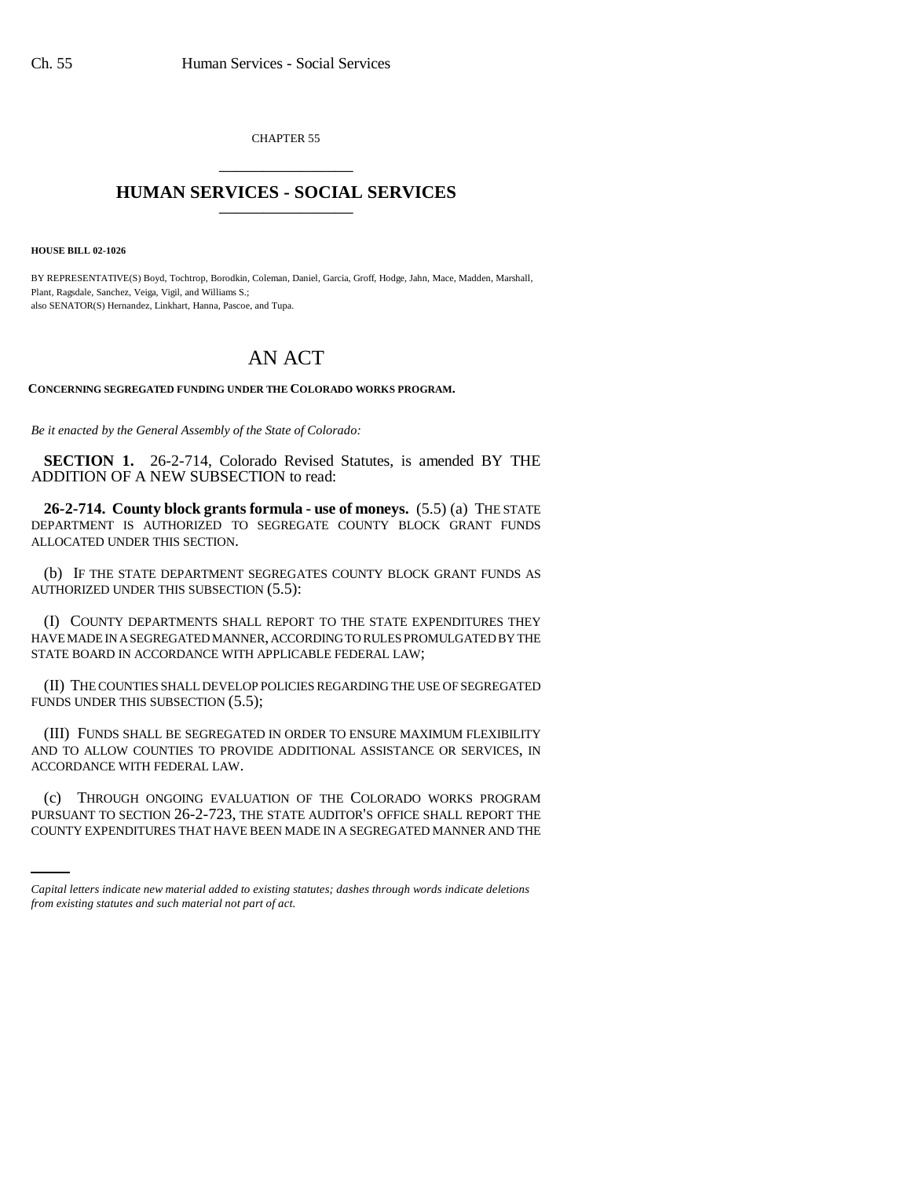CHAPTER 55

# HUMAN SERVICES - SOCIAL SERVICES

**HOUSE BILL 02-1026**

BY REPRESENTATIVE(S) Boyd, Tochtrop, Borodkin, Coleman, Daniel, Garcia, Groff, Hodge, Jahn, Mace, Madden, Marshall, Plant, Ragsdale, Sanchez, Veiga, Vigil, and Williams S.;
also SENATOR(S) Hernandez, Linkhart, Hanna, Pascoe, and Tupa.

# AN ACT

**CONCERNING SEGREGATED FUNDING UNDER THE COLORADO WORKS PROGRAM.**

*Be it enacted by the General Assembly of the State of Colorado:*

**SECTION 1.** 26-2-714, Colorado Revised Statutes, is amended BY THE ADDITION OF A NEW SUBSECTION to read:

**26-2-714. County block grants formula - use of moneys.** (5.5) (a) THE STATE DEPARTMENT IS AUTHORIZED TO SEGREGATE COUNTY BLOCK GRANT FUNDS ALLOCATED UNDER THIS SECTION.

(b) IF THE STATE DEPARTMENT SEGREGATES COUNTY BLOCK GRANT FUNDS AS AUTHORIZED UNDER THIS SUBSECTION (5.5):

(I) COUNTY DEPARTMENTS SHALL REPORT TO THE STATE EXPENDITURES THEY HAVE MADE IN A SEGREGATED MANNER, ACCORDING TO RULES PROMULGATED BY THE STATE BOARD IN ACCORDANCE WITH APPLICABLE FEDERAL LAW;

(II) THE COUNTIES SHALL DEVELOP POLICIES REGARDING THE USE OF SEGREGATED FUNDS UNDER THIS SUBSECTION (5.5);

(III) FUNDS SHALL BE SEGREGATED IN ORDER TO ENSURE MAXIMUM FLEXIBILITY AND TO ALLOW COUNTIES TO PROVIDE ADDITIONAL ASSISTANCE OR SERVICES, IN ACCORDANCE WITH FEDERAL LAW.

(c) THROUGH ONGOING EVALUATION OF THE COLORADO WORKS PROGRAM PURSUANT TO SECTION 26-2-723, THE STATE AUDITOR'S OFFICE SHALL REPORT THE COUNTY EXPENDITURES THAT HAVE BEEN MADE IN A SEGREGATED MANNER AND THE

*Capital letters indicate new material added to existing statutes; dashes through words indicate deletions from existing statutes and such material not part of act.*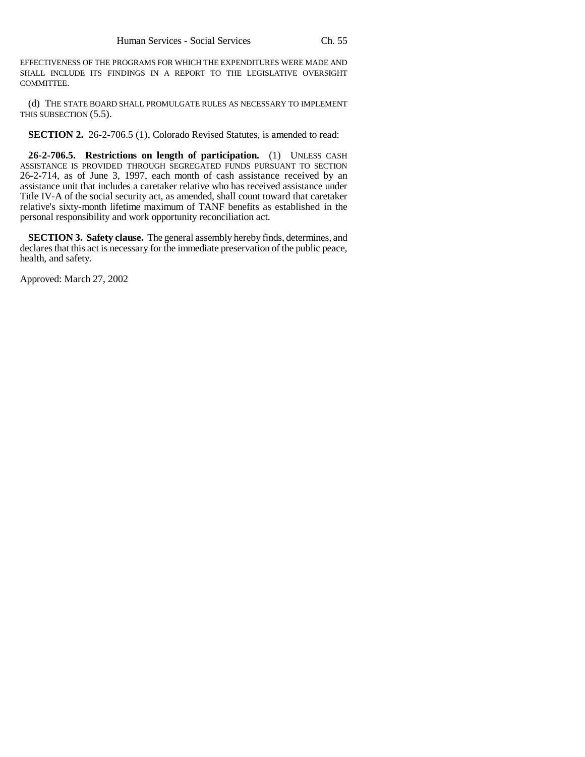EFFECTIVENESS OF THE PROGRAMS FOR WHICH THE EXPENDITURES WERE MADE AND SHALL INCLUDE ITS FINDINGS IN A REPORT TO THE LEGISLATIVE OVERSIGHT COMMITTEE.

(d) THE STATE BOARD SHALL PROMULGATE RULES AS NECESSARY TO IMPLEMENT THIS SUBSECTION (5.5).

**SECTION 2.** 26-2-706.5 (1), Colorado Revised Statutes, is amended to read:

**26-2-706.5. Restrictions on length of participation.** (1) UNLESS CASH ASSISTANCE IS PROVIDED THROUGH SEGREGATED FUNDS PURSUANT TO SECTION 26-2-714, as of June 3, 1997, each month of cash assistance received by an assistance unit that includes a caretaker relative who has received assistance under Title IV-A of the social security act, as amended, shall count toward that caretaker relative's sixty-month lifetime maximum of TANF benefits as established in the personal responsibility and work opportunity reconciliation act.

**SECTION 3. Safety clause.** The general assembly hereby finds, determines, and declares that this act is necessary for the immediate preservation of the public peace, health, and safety.

Approved: March 27, 2002